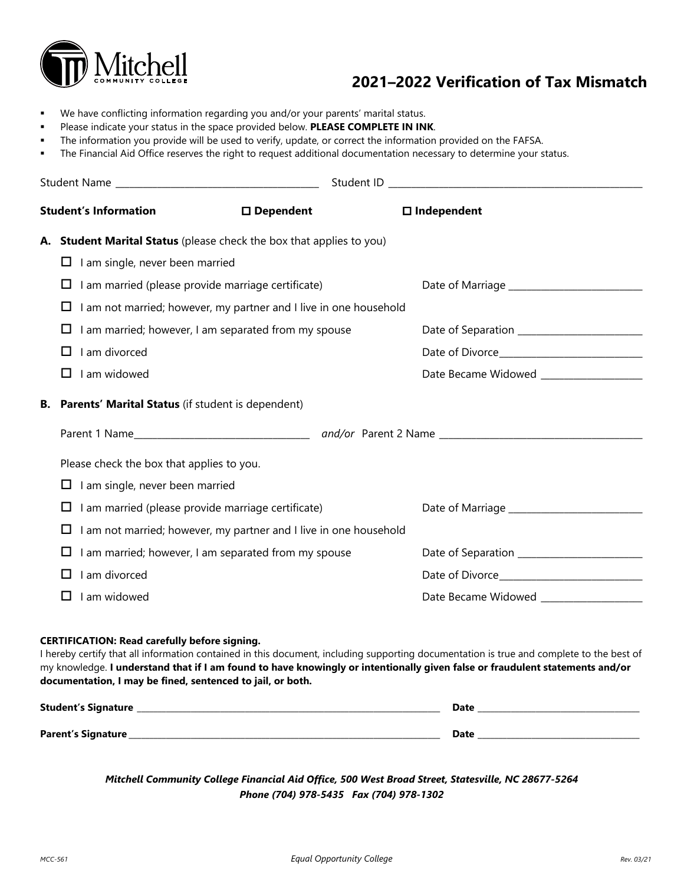Mitchell COMMUNITY COLLEGE

# 2021–2022 Verification of Tax Mismatch

- We have conflicting information regarding you and/or your parents' marital status.
- Please indicate your status in the space provided below. **PLEASE COMPLETE IN INK**.
- The information you provide will be used to verify, update, or correct the information provided on the FAFSA.
- The Financial Aid Office reserves the right to request additional documentation necessary to determine your status.

Student Name ________________________________________ Student ID ________________________________________

**Student's Information** ☐ **Dependent** ☐ **Independent**

**A. Student Marital Status** (please check the box that applies to you)

- ☐ I am single, never been married
- ☐ I am married (please provide marriage certificate) Date of Marriage ____________________
- ☐ I am not married; however, my partner and I live in one household
- ☐ I am married; however, I am separated from my spouse Date of Separation ____________________
- ☐ I am divorced Date of Divorce____________________
- ☐ I am widowed Date Became Widowed ____________________

**B. Parents' Marital Status** (if student is dependent)

Parent 1 Name________________________________ *and/or* Parent 2 Name ________________________________

Please check the box that applies to you.

- ☐ I am single, never been married
- ☐ I am married (please provide marriage certificate) Date of Marriage ____________________
- ☐ I am not married; however, my partner and I live in one household
- ☐ I am married; however, I am separated from my spouse Date of Separation ____________________
- ☐ I am divorced Date of Divorce____________________
- ☐ I am widowed Date Became Widowed ____________________

**CERTIFICATION: Read carefully before signing.**
I hereby certify that all information contained in this document, including supporting documentation is true and complete to the best of my knowledge. **I understand that if I am found to have knowingly or intentionally given false or fraudulent statements and/or documentation, I may be fined, sentenced to jail, or both.**

**Student's Signature** ________________________________________ **Date** ____________________

**Parent's Signature** ________________________________________ **Date** ____________________

***Mitchell Community College Financial Aid Office, 500 West Broad Street, Statesville, NC 28677-5264***
***Phone (704) 978-5435 Fax (704) 978-1302***

MCC-561 *Equal Opportunity College* Rev. 03/21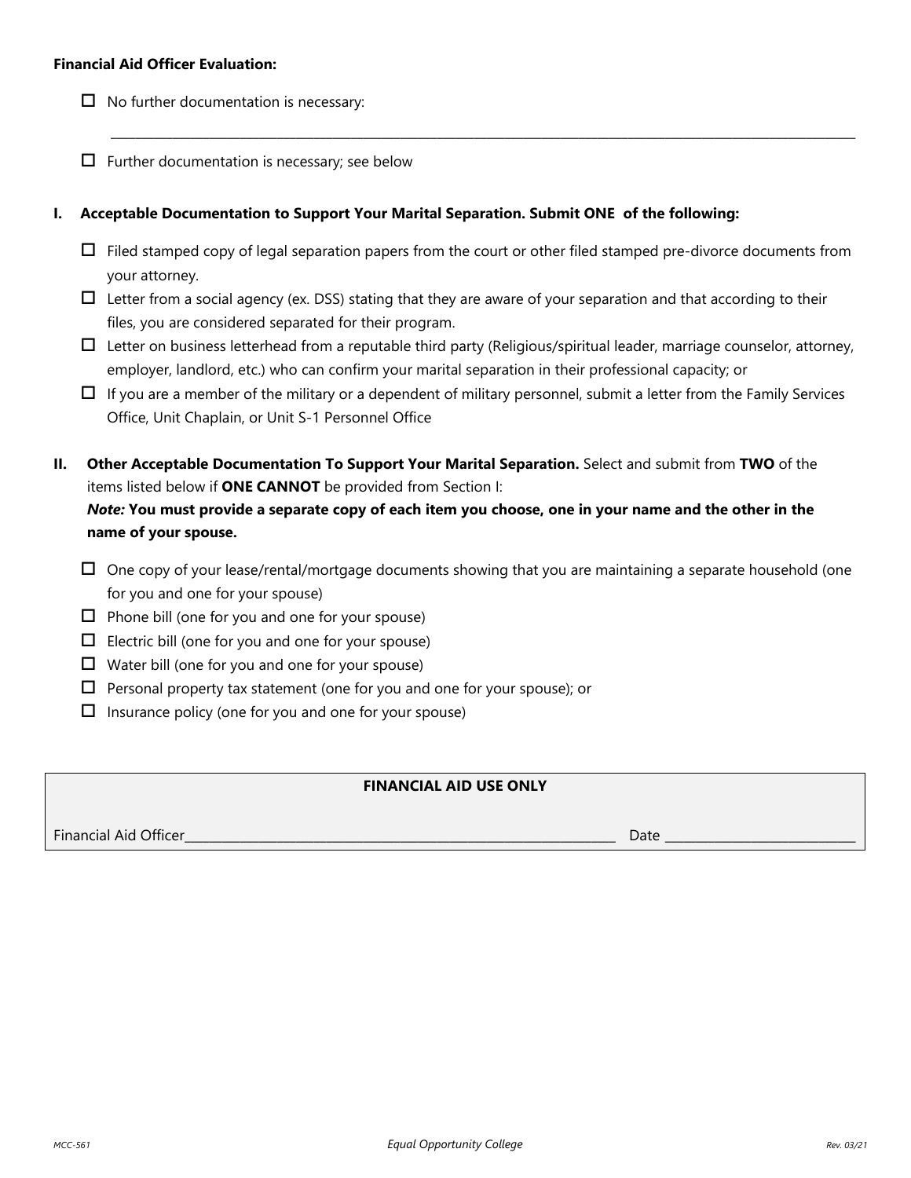**Financial Aid Officer Evaluation:**

- ☐ No further documentation is necessary:

  ______________________________________________________________________________

- ☐ Further documentation is necessary; see below

**I. Acceptable Documentation to Support Your Marital Separation. Submit ONE of the following:**

- ☐ Filed stamped copy of legal separation papers from the court or other filed stamped pre-divorce documents from your attorney.
- ☐ Letter from a social agency (ex. DSS) stating that they are aware of your separation and that according to their files, you are considered separated for their program.
- ☐ Letter on business letterhead from a reputable third party (Religious/spiritual leader, marriage counselor, attorney, employer, landlord, etc.) who can confirm your marital separation in their professional capacity; or
- ☐ If you are a member of the military or a dependent of military personnel, submit a letter from the Family Services Office, Unit Chaplain, or Unit S-1 Personnel Office

**II. Other Acceptable Documentation To Support Your Marital Separation.** Select and submit from **TWO** of the items listed below if **ONE CANNOT** be provided from Section I:
***Note:* You must provide a separate copy of each item you choose, one in your name and the other in the name of your spouse.**

- ☐ One copy of your lease/rental/mortgage documents showing that you are maintaining a separate household (one for you and one for your spouse)
- ☐ Phone bill (one for you and one for your spouse)
- ☐ Electric bill (one for you and one for your spouse)
- ☐ Water bill (one for you and one for your spouse)
- ☐ Personal property tax statement (one for you and one for your spouse); or
- ☐ Insurance policy (one for you and one for your spouse)

**FINANCIAL AID USE ONLY**

Financial Aid Officer______________________________________________ Date ____________________

*MCC-561* *Equal Opportunity College* *Rev. 03/21*